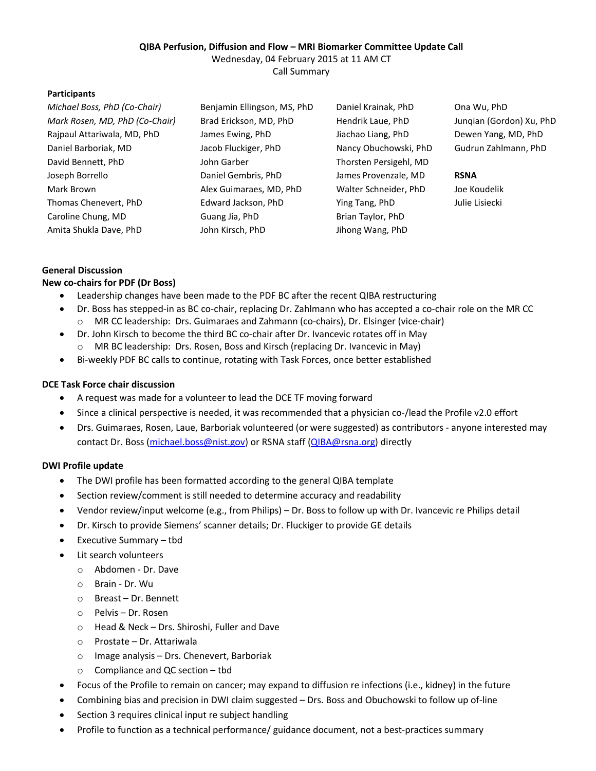**QIBA Perfusion, Diffusion and Flow – MRI Biomarker Committee Update Call**

Wednesday, 04 February 2015 at 11 AM CT

Call Summary

**Participants**

| | | | |
|---|---|---|---|
| *Michael Boss, PhD (Co-Chair)* | Benjamin Ellingson, MS, PhD | Daniel Krainak, PhD | Ona Wu, PhD |
| *Mark Rosen, MD, PhD (Co-Chair)* | Brad Erickson, MD, PhD | Hendrik Laue, PhD | Junqian (Gordon) Xu, PhD |
| Rajpaul Attariwala, MD, PhD | James Ewing, PhD | Jiachao Liang, PhD | Dewen Yang, MD, PhD |
| Daniel Barboriak, MD | Jacob Fluckiger, PhD | Nancy Obuchowski, PhD | Gudrun Zahlmann, PhD |
| David Bennett, PhD | John Garber | Thorsten Persigehl, MD | |
| Joseph Borrello | Daniel Gembris, PhD | James Provenzale, MD | **RSNA** |
| Mark Brown | Alex Guimaraes, MD, PhD | Walter Schneider, PhD | Joe Koudelik |
| Thomas Chenevert, PhD | Edward Jackson, PhD | Ying Tang, PhD | Julie Lisiecki |
| Caroline Chung, MD | Guang Jia, PhD | Brian Taylor, PhD | |
| Amita Shukla Dave, PhD | John Kirsch, PhD | Jihong Wang, PhD | |

**General Discussion**

**New co-chairs for PDF (Dr Boss)**

- Leadership changes have been made to the PDF BC after the recent QIBA restructuring
- Dr. Boss has stepped-in as BC co-chair, replacing Dr. Zahlmann who has accepted a co-chair role on the MR CC
  - MR CC leadership: Drs. Guimaraes and Zahmann (co-chairs), Dr. Elsinger (vice-chair)
- Dr. John Kirsch to become the third BC co-chair after Dr. Ivancevic rotates off in May
  - MR BC leadership: Drs. Rosen, Boss and Kirsch (replacing Dr. Ivancevic in May)
- Bi-weekly PDF BC calls to continue, rotating with Task Forces, once better established

**DCE Task Force chair discussion**

- A request was made for a volunteer to lead the DCE TF moving forward
- Since a clinical perspective is needed, it was recommended that a physician co-/lead the Profile v2.0 effort
- Drs. Guimaraes, Rosen, Laue, Barboriak volunteered (or were suggested) as contributors - anyone interested may contact Dr. Boss (michael.boss@nist.gov) or RSNA staff (QIBA@rsna.org) directly

**DWI Profile update**

- The DWI profile has been formatted according to the general QIBA template
- Section review/comment is still needed to determine accuracy and readability
- Vendor review/input welcome (e.g., from Philips) – Dr. Boss to follow up with Dr. Ivancevic re Philips detail
- Dr. Kirsch to provide Siemens' scanner details; Dr. Fluckiger to provide GE details
- Executive Summary – tbd
- Lit search volunteers
  - Abdomen - Dr. Dave
  - Brain - Dr. Wu
  - Breast – Dr. Bennett
  - Pelvis – Dr. Rosen
  - Head & Neck – Drs. Shiroshi, Fuller and Dave
  - Prostate – Dr. Attariwala
  - Image analysis – Drs. Chenevert, Barboriak
  - Compliance and QC section – tbd
- Focus of the Profile to remain on cancer; may expand to diffusion re infections (i.e., kidney) in the future
- Combining bias and precision in DWI claim suggested – Drs. Boss and Obuchowski to follow up of-line
- Section 3 requires clinical input re subject handling
- Profile to function as a technical performance/ guidance document, not a best-practices summary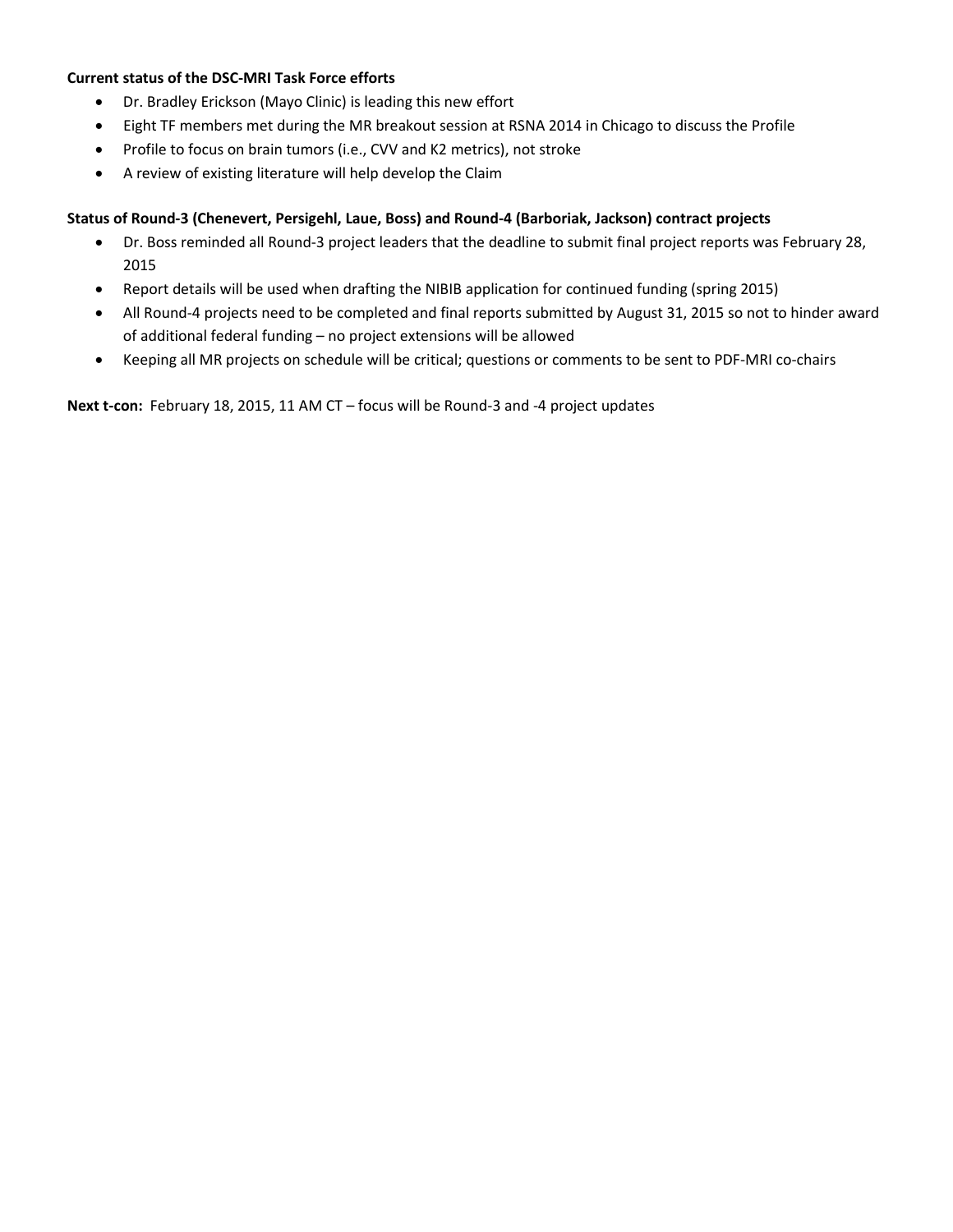**Current status of the DSC-MRI Task Force efforts**

- Dr. Bradley Erickson (Mayo Clinic) is leading this new effort
- Eight TF members met during the MR breakout session at RSNA 2014 in Chicago to discuss the Profile
- Profile to focus on brain tumors (i.e., CVV and K2 metrics), not stroke
- A review of existing literature will help develop the Claim

**Status of Round-3 (Chenevert, Persigehl, Laue, Boss) and Round-4 (Barboriak, Jackson) contract projects**

- Dr. Boss reminded all Round-3 project leaders that the deadline to submit final project reports was February 28, 2015
- Report details will be used when drafting the NIBIB application for continued funding (spring 2015)
- All Round-4 projects need to be completed and final reports submitted by August 31, 2015 so not to hinder award of additional federal funding – no project extensions will be allowed
- Keeping all MR projects on schedule will be critical; questions or comments to be sent to PDF-MRI co-chairs

**Next t-con:** February 18, 2015, 11 AM CT – focus will be Round-3 and -4 project updates